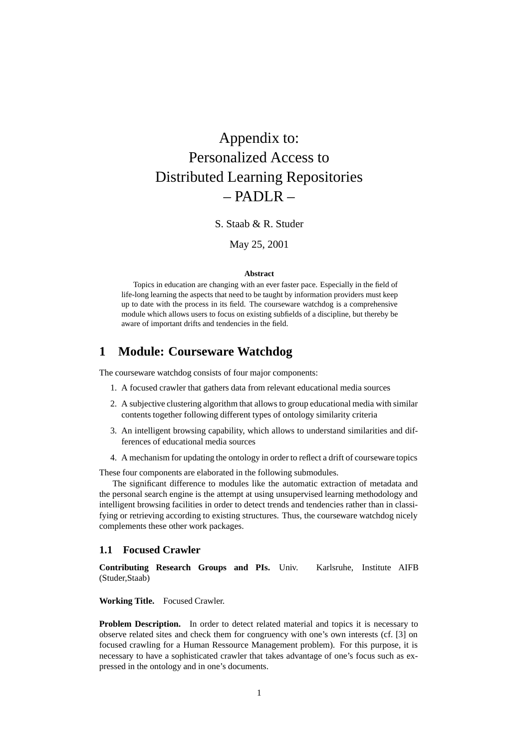# Appendix to: Personalized Access to Distributed Learning Repositories – PADLR –

S. Staab & R. Studer

May 25, 2001

**Abstract**

Topics in education are changing with an ever faster pace. Especially in the field of life-long learning the aspects that need to be taught by information providers must keep up to date with the process in its field. The courseware watchdog is a comprehensive module which allows users to focus on existing subfields of a discipline, but thereby be aware of important drifts and tendencies in the field.

## 1 Module: Courseware Watchdog

The courseware watchdog consists of four major components:

1. A focused crawler that gathers data from relevant educational media sources
2. A subjective clustering algorithm that allows to group educational media with similar contents together following different types of ontology similarity criteria
3. An intelligent browsing capability, which allows to understand similarities and differences of educational media sources
4. A mechanism for updating the ontology in order to reflect a drift of courseware topics

These four components are elaborated in the following submodules.

The significant difference to modules like the automatic extraction of metadata and the personal search engine is the attempt at using unsupervised learning methodology and intelligent browsing facilities in order to detect trends and tendencies rather than in classifying or retrieving according to existing structures. Thus, the courseware watchdog nicely complements these other work packages.

### 1.1 Focused Crawler

**Contributing Research Groups and PIs.** Univ. Karlsruhe, Institute AIFB (Studer,Staab)

**Working Title.** Focused Crawler.

**Problem Description.** In order to detect related material and topics it is necessary to observe related sites and check them for congruency with one's own interests (cf. [3] on focused crawling for a Human Ressource Management problem). For this purpose, it is necessary to have a sophisticated crawler that takes advantage of one's focus such as expressed in the ontology and in one's documents.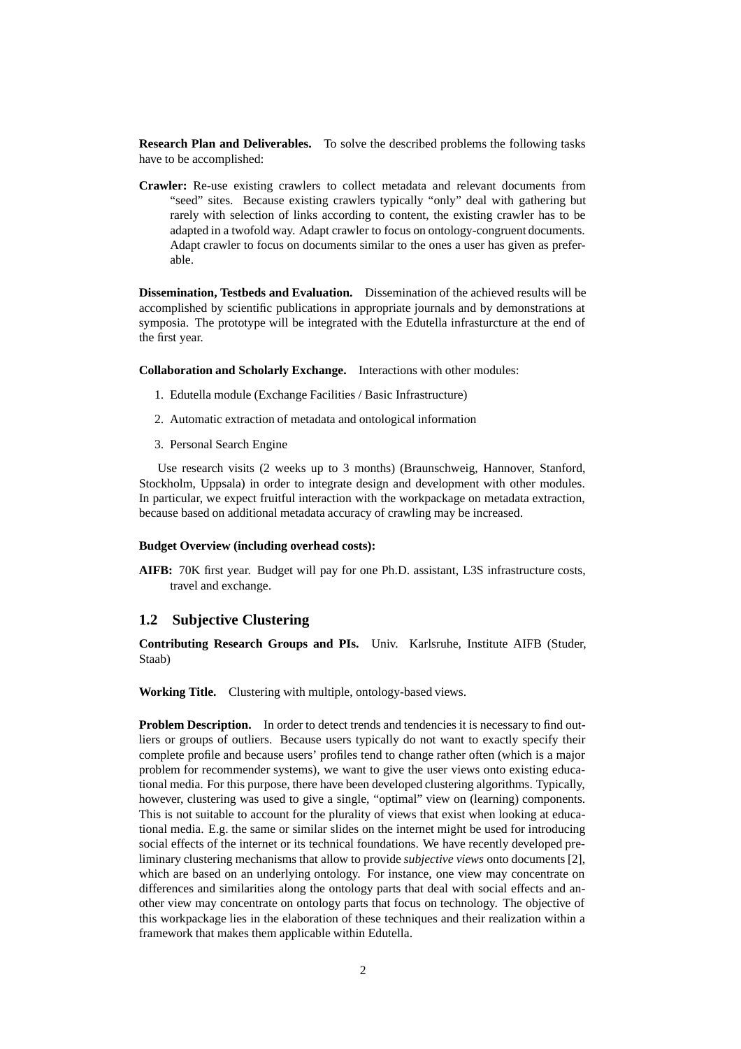**Research Plan and Deliverables.** To solve the described problems the following tasks have to be accomplished:

**Crawler:** Re-use existing crawlers to collect metadata and relevant documents from "seed" sites. Because existing crawlers typically "only" deal with gathering but rarely with selection of links according to content, the existing crawler has to be adapted in a twofold way. Adapt crawler to focus on ontology-congruent documents. Adapt crawler to focus on documents similar to the ones a user has given as preferable.

**Dissemination, Testbeds and Evaluation.** Dissemination of the achieved results will be accomplished by scientific publications in appropriate journals and by demonstrations at symposia. The prototype will be integrated with the Edutella infrasturcture at the end of the first year.

**Collaboration and Scholarly Exchange.** Interactions with other modules:

1. Edutella module (Exchange Facilities / Basic Infrastructure)
2. Automatic extraction of metadata and ontological information
3. Personal Search Engine

Use research visits (2 weeks up to 3 months) (Braunschweig, Hannover, Stanford, Stockholm, Uppsala) in order to integrate design and development with other modules. In particular, we expect fruitful interaction with the workpackage on metadata extraction, because based on additional metadata accuracy of crawling may be increased.

**Budget Overview (including overhead costs):**

**AIFB:** 70K first year. Budget will pay for one Ph.D. assistant, L3S infrastructure costs, travel and exchange.

## 1.2 Subjective Clustering

**Contributing Research Groups and PIs.** Univ. Karlsruhe, Institute AIFB (Studer, Staab)

**Working Title.** Clustering with multiple, ontology-based views.

**Problem Description.** In order to detect trends and tendencies it is necessary to find outliers or groups of outliers. Because users typically do not want to exactly specify their complete profile and because users' profiles tend to change rather often (which is a major problem for recommender systems), we want to give the user views onto existing educational media. For this purpose, there have been developed clustering algorithms. Typically, however, clustering was used to give a single, "optimal" view on (learning) components. This is not suitable to account for the plurality of views that exist when looking at educational media. E.g. the same or similar slides on the internet might be used for introducing social effects of the internet or its technical foundations. We have recently developed preliminary clustering mechanisms that allow to provide *subjective views* onto documents [2], which are based on an underlying ontology. For instance, one view may concentrate on differences and similarities along the ontology parts that deal with social effects and another view may concentrate on ontology parts that focus on technology. The objective of this workpackage lies in the elaboration of these techniques and their realization within a framework that makes them applicable within Edutella.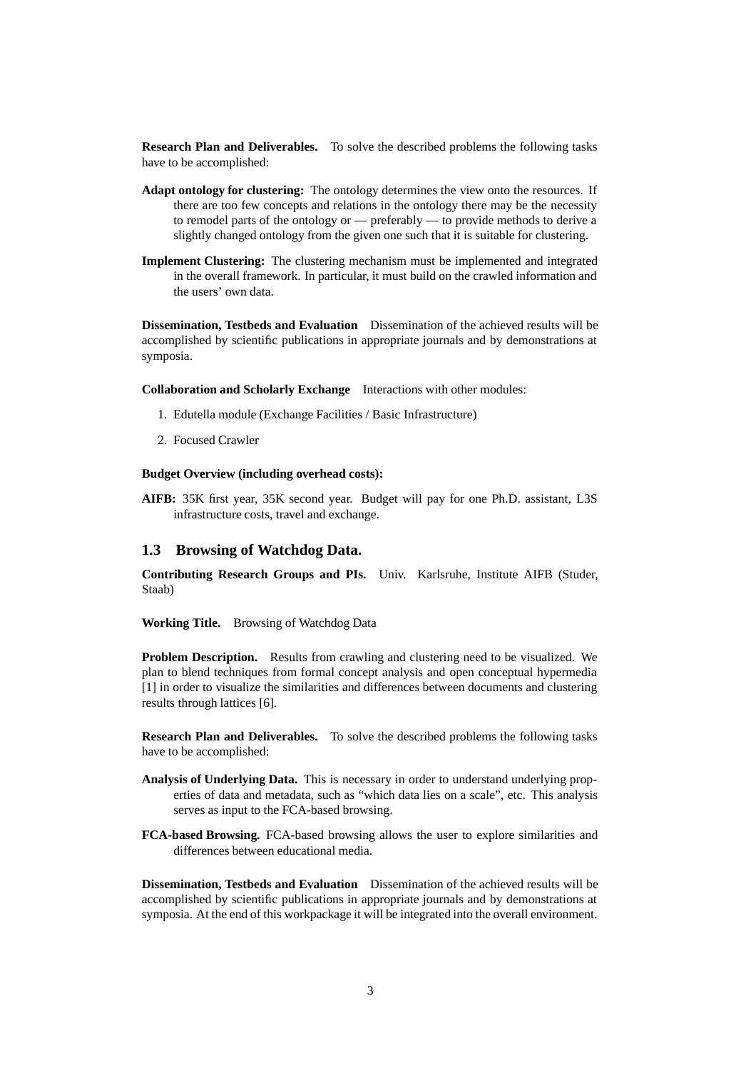**Research Plan and Deliverables.** To solve the described problems the following tasks have to be accomplished:

**Adapt ontology for clustering:** The ontology determines the view onto the resources. If there are too few concepts and relations in the ontology there may be the necessity to remodel parts of the ontology or — preferably — to provide methods to derive a slightly changed ontology from the given one such that it is suitable for clustering.

**Implement Clustering:** The clustering mechanism must be implemented and integrated in the overall framework. In particular, it must build on the crawled information and the users' own data.

**Dissemination, Testbeds and Evaluation** Dissemination of the achieved results will be accomplished by scientific publications in appropriate journals and by demonstrations at symposia.

**Collaboration and Scholarly Exchange** Interactions with other modules:

1. Edutella module (Exchange Facilities / Basic Infrastructure)
2. Focused Crawler

**Budget Overview (including overhead costs):**

**AIFB:** 35K first year, 35K second year. Budget will pay for one Ph.D. assistant, L3S infrastructure costs, travel and exchange.

### 1.3 Browsing of Watchdog Data.

**Contributing Research Groups and PIs.** Univ. Karlsruhe, Institute AIFB (Studer, Staab)

**Working Title.** Browsing of Watchdog Data

**Problem Description.** Results from crawling and clustering need to be visualized. We plan to blend techniques from formal concept analysis and open conceptual hypermedia [1] in order to visualize the similarities and differences between documents and clustering results through lattices [6].

**Research Plan and Deliverables.** To solve the described problems the following tasks have to be accomplished:

**Analysis of Underlying Data.** This is necessary in order to understand underlying properties of data and metadata, such as "which data lies on a scale", etc. This analysis serves as input to the FCA-based browsing.

**FCA-based Browsing.** FCA-based browsing allows the user to explore similarities and differences between educational media.

**Dissemination, Testbeds and Evaluation** Dissemination of the achieved results will be accomplished by scientific publications in appropriate journals and by demonstrations at symposia. At the end of this workpackage it will be integrated into the overall environment.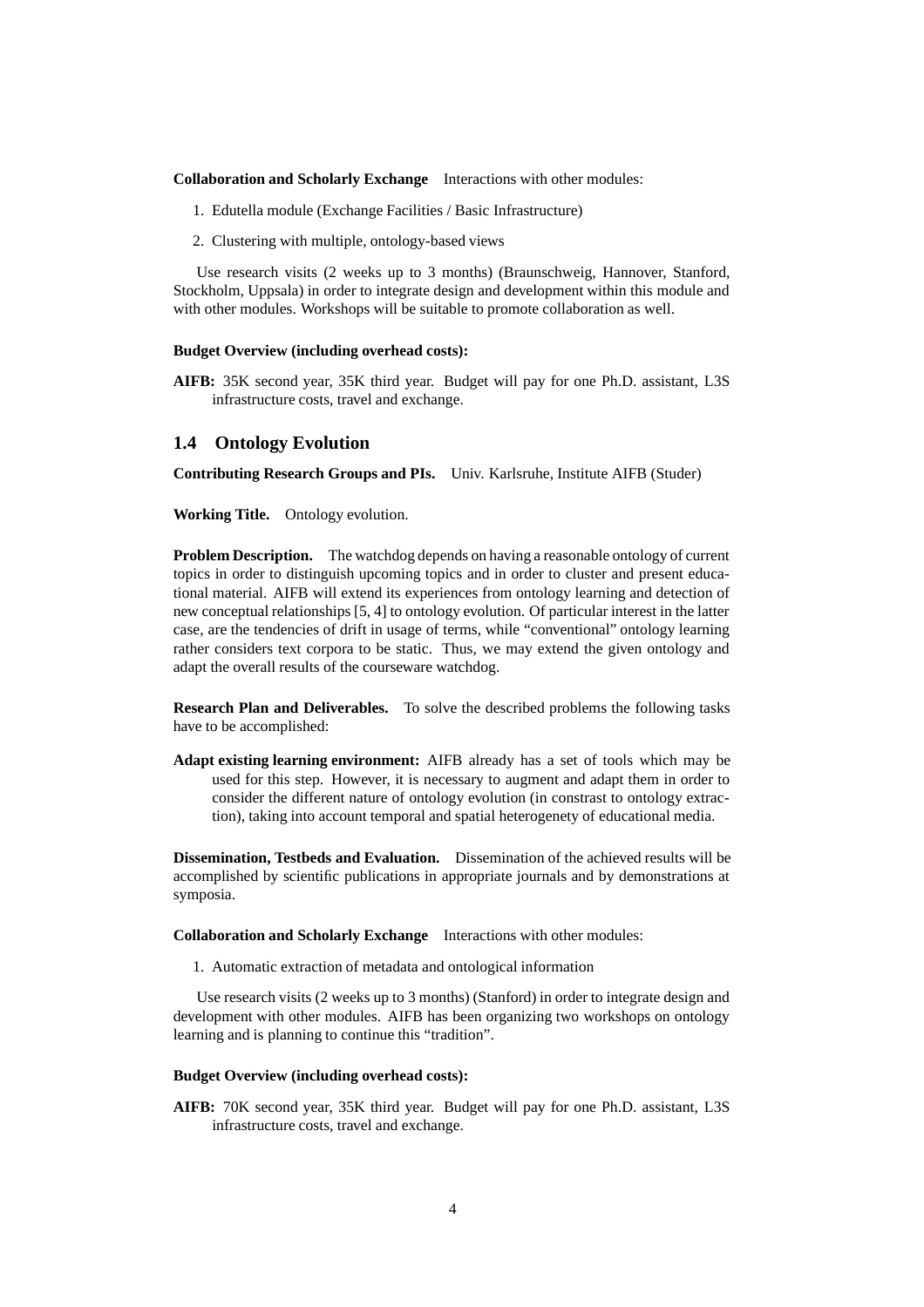**Collaboration and Scholarly Exchange** Interactions with other modules:

1. Edutella module (Exchange Facilities / Basic Infrastructure)
2. Clustering with multiple, ontology-based views

Use research visits (2 weeks up to 3 months) (Braunschweig, Hannover, Stanford, Stockholm, Uppsala) in order to integrate design and development within this module and with other modules. Workshops will be suitable to promote collaboration as well.

**Budget Overview (including overhead costs):**

**AIFB:** 35K second year, 35K third year. Budget will pay for one Ph.D. assistant, L3S infrastructure costs, travel and exchange.

## 1.4 Ontology Evolution

**Contributing Research Groups and PIs.** Univ. Karlsruhe, Institute AIFB (Studer)

**Working Title.** Ontology evolution.

**Problem Description.** The watchdog depends on having a reasonable ontology of current topics in order to distinguish upcoming topics and in order to cluster and present educational material. AIFB will extend its experiences from ontology learning and detection of new conceptual relationships [5, 4] to ontology evolution. Of particular interest in the latter case, are the tendencies of drift in usage of terms, while "conventional" ontology learning rather considers text corpora to be static. Thus, we may extend the given ontology and adapt the overall results of the courseware watchdog.

**Research Plan and Deliverables.** To solve the described problems the following tasks have to be accomplished:

**Adapt existing learning environment:** AIFB already has a set of tools which may be used for this step. However, it is necessary to augment and adapt them in order to consider the different nature of ontology evolution (in constrast to ontology extraction), taking into account temporal and spatial heterogenety of educational media.

**Dissemination, Testbeds and Evaluation.** Dissemination of the achieved results will be accomplished by scientific publications in appropriate journals and by demonstrations at symposia.

**Collaboration and Scholarly Exchange** Interactions with other modules:

1. Automatic extraction of metadata and ontological information

Use research visits (2 weeks up to 3 months) (Stanford) in order to integrate design and development with other modules. AIFB has been organizing two workshops on ontology learning and is planning to continue this "tradition".

**Budget Overview (including overhead costs):**

**AIFB:** 70K second year, 35K third year. Budget will pay for one Ph.D. assistant, L3S infrastructure costs, travel and exchange.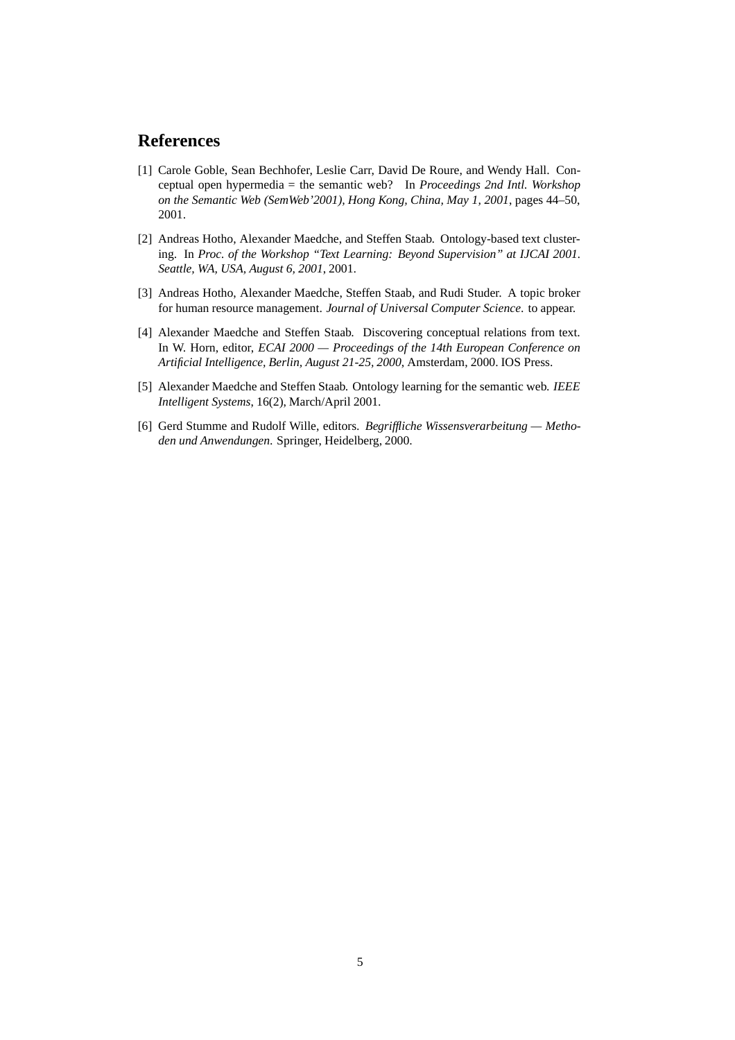## References

[1] Carole Goble, Sean Bechhofer, Leslie Carr, David De Roure, and Wendy Hall. Conceptual open hypermedia = the semantic web? In *Proceedings 2nd Intl. Workshop on the Semantic Web (SemWeb'2001), Hong Kong, China, May 1, 2001*, pages 44–50, 2001.

[2] Andreas Hotho, Alexander Maedche, and Steffen Staab. Ontology-based text clustering. In *Proc. of the Workshop "Text Learning: Beyond Supervision" at IJCAI 2001. Seattle, WA, USA, August 6, 2001*, 2001.

[3] Andreas Hotho, Alexander Maedche, Steffen Staab, and Rudi Studer. A topic broker for human resource management. *Journal of Universal Computer Science*. to appear.

[4] Alexander Maedche and Steffen Staab. Discovering conceptual relations from text. In W. Horn, editor, *ECAI 2000 — Proceedings of the 14th European Conference on Artificial Intelligence, Berlin, August 21-25, 2000*, Amsterdam, 2000. IOS Press.

[5] Alexander Maedche and Steffen Staab. Ontology learning for the semantic web. *IEEE Intelligent Systems*, 16(2), March/April 2001.

[6] Gerd Stumme and Rudolf Wille, editors. *Begriffliche Wissensverarbeitung — Methoden und Anwendungen*. Springer, Heidelberg, 2000.